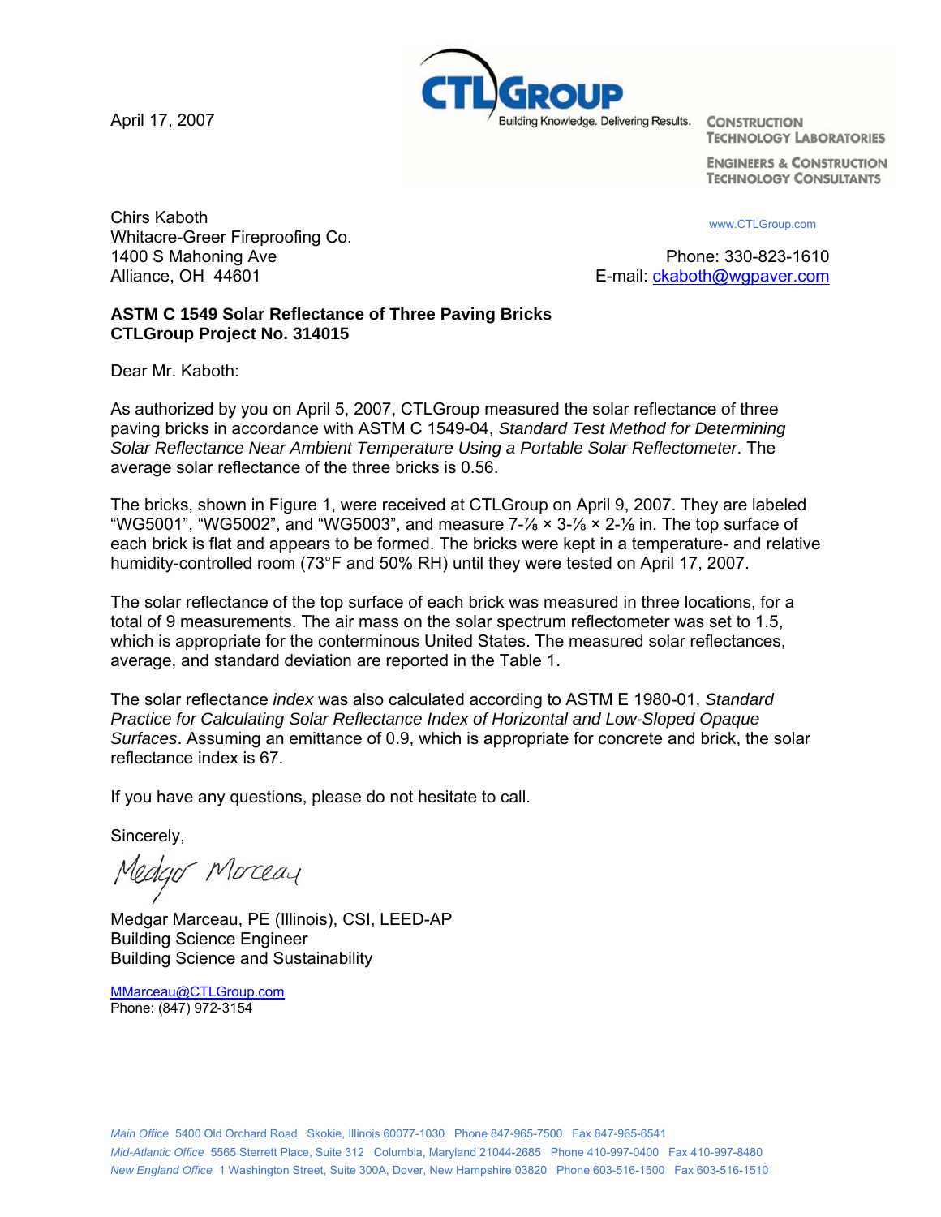April 17, 2007

CTLGroup
Building Knowledge. Delivering Results.

CONSTRUCTION TECHNOLOGY LABORATORIES

ENGINEERS & CONSTRUCTION TECHNOLOGY CONSULTANTS

www.CTLGroup.com

Chirs Kaboth
Whitacre-Greer Fireproofing Co.
1400 S Mahoning Ave
Alliance, OH 44601

Phone: 330-823-1610
E-mail: ckaboth@wgpaver.com

**ASTM C 1549 Solar Reflectance of Three Paving Bricks**
**CTLGroup Project No. 314015**

Dear Mr. Kaboth:

As authorized by you on April 5, 2007, CTLGroup measured the solar reflectance of three paving bricks in accordance with ASTM C 1549-04, *Standard Test Method for Determining Solar Reflectance Near Ambient Temperature Using a Portable Solar Reflectometer*. The average solar reflectance of the three bricks is 0.56.

The bricks, shown in Figure 1, were received at CTLGroup on April 9, 2007. They are labeled "WG5001", "WG5002", and "WG5003", and measure 7-⅞ × 3-⅞ × 2-⅛ in. The top surface of each brick is flat and appears to be formed. The bricks were kept in a temperature- and relative humidity-controlled room (73°F and 50% RH) until they were tested on April 17, 2007.

The solar reflectance of the top surface of each brick was measured in three locations, for a total of 9 measurements. The air mass on the solar spectrum reflectometer was set to 1.5, which is appropriate for the conterminous United States. The measured solar reflectances, average, and standard deviation are reported in the Table 1.

The solar reflectance *index* was also calculated according to ASTM E 1980-01, *Standard Practice for Calculating Solar Reflectance Index of Horizontal and Low-Sloped Opaque Surfaces*. Assuming an emittance of 0.9, which is appropriate for concrete and brick, the solar reflectance index is 67.

If you have any questions, please do not hesitate to call.

Sincerely,

Medgar Marceau

Medgar Marceau, PE (Illinois), CSI, LEED-AP
Building Science Engineer
Building Science and Sustainability

MMarceau@CTLGroup.com
Phone: (847) 972-3154

*Main Office* 5400 Old Orchard Road Skokie, Illinois 60077-1030 Phone 847-965-7500 Fax 847-965-6541
*Mid-Atlantic Office* 5565 Sterrett Place, Suite 312 Columbia, Maryland 21044-2685 Phone 410-997-0400 Fax 410-997-8480
*New England Office* 1 Washington Street, Suite 300A, Dover, New Hampshire 03820 Phone 603-516-1500 Fax 603-516-1510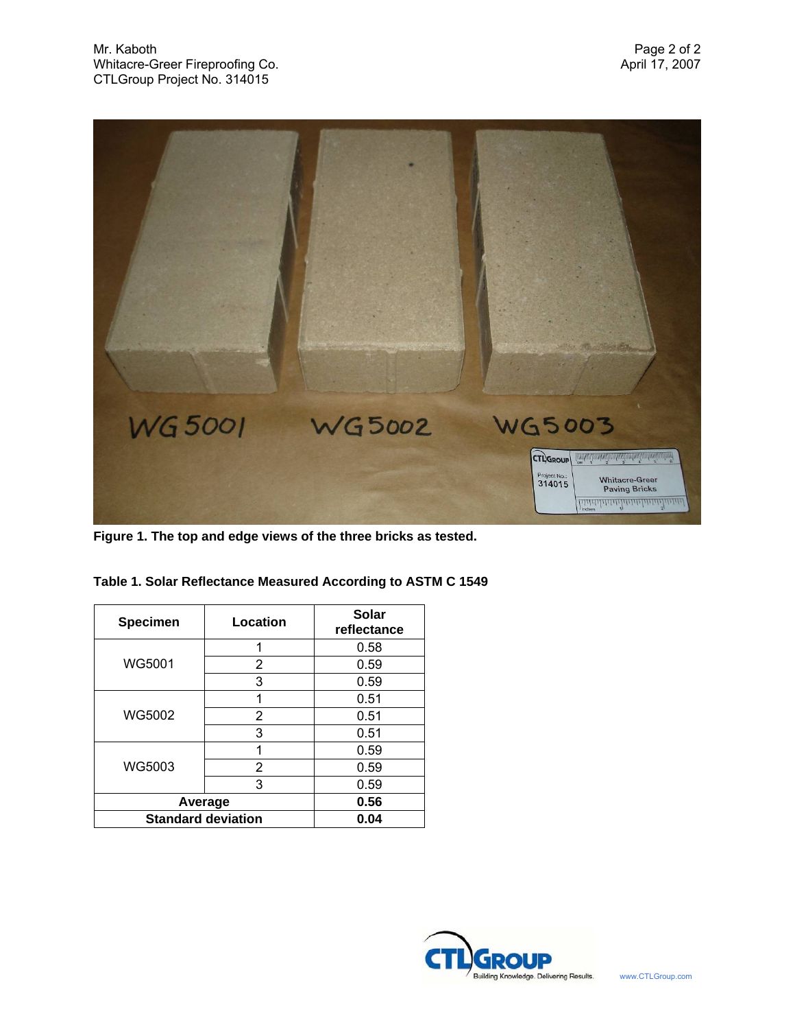Figure 1. The top and edge views of the three bricks as tested.

**Table 1. Solar Reflectance Measured According to ASTM C 1549**

| Specimen | Location | Solar reflectance |
|---|---|---|
| WG5001 | 1 | 0.58 |
| | 2 | 0.59 |
| | 3 | 0.59 |
| WG5002 | 1 | 0.51 |
| | 2 | 0.51 |
| | 3 | 0.51 |
| WG5003 | 1 | 0.59 |
| | 2 | 0.59 |
| | 3 | 0.59 |
| **Average** | | **0.56** |
| **Standard deviation** | | **0.04** |